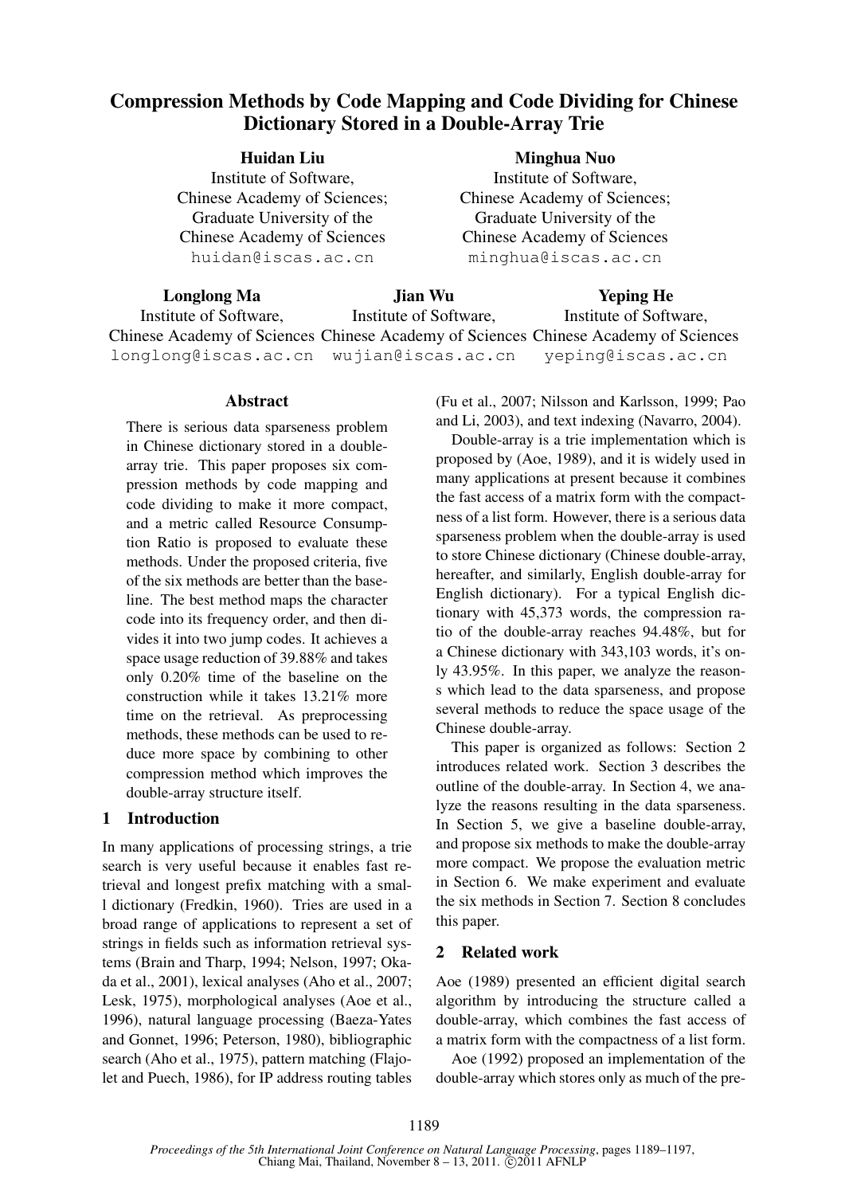# Compression Methods by Code Mapping and Code Dividing for Chinese Dictionary Stored in a Double-Array Trie

**Huidan Liu**
Institute of Software,
Chinese Academy of Sciences;
Graduate University of the
Chinese Academy of Sciences
huidan@iscas.ac.cn

**Minghua Nuo**
Institute of Software,
Chinese Academy of Sciences;
Graduate University of the
Chinese Academy of Sciences
minghua@iscas.ac.cn

**Longlong Ma**
Institute of Software,
Chinese Academy of Sciences
longlong@iscas.ac.cn

**Jian Wu**
Institute of Software,
Chinese Academy of Sciences
wujian@iscas.ac.cn

**Yeping He**
Institute of Software,
Chinese Academy of Sciences
yeping@iscas.ac.cn

## Abstract

There is serious data sparseness problem in Chinese dictionary stored in a double-array trie. This paper proposes six compression methods by code mapping and code dividing to make it more compact, and a metric called Resource Consumption Ratio is proposed to evaluate these methods. Under the proposed criteria, five of the six methods are better than the baseline. The best method maps the character code into its frequency order, and then divides it into two jump codes. It achieves a space usage reduction of 39.88% and takes only 0.20% time of the baseline on the construction while it takes 13.21% more time on the retrieval. As preprocessing methods, these methods can be used to reduce more space by combining to other compression method which improves the double-array structure itself.

## 1 Introduction

In many applications of processing strings, a trie search is very useful because it enables fast retrieval and longest prefix matching with a small dictionary (Fredkin, 1960). Tries are used in a broad range of applications to represent a set of strings in fields such as information retrieval systems (Brain and Tharp, 1994; Nelson, 1997; Okada et al., 2001), lexical analyses (Aho et al., 2007; Lesk, 1975), morphological analyses (Aoe et al., 1996), natural language processing (Baeza-Yates and Gonnet, 1996; Peterson, 1980), bibliographic search (Aho et al., 1975), pattern matching (Flajolet and Puech, 1986), for IP address routing tables (Fu et al., 2007; Nilsson and Karlsson, 1999; Pao and Li, 2003), and text indexing (Navarro, 2004).

Double-array is a trie implementation which is proposed by (Aoe, 1989), and it is widely used in many applications at present because it combines the fast access of a matrix form with the compactness of a list form. However, there is a serious data sparseness problem when the double-array is used to store Chinese dictionary (Chinese double-array, hereafter, and similarly, English double-array for English dictionary). For a typical English dictionary with 45,373 words, the compression ratio of the double-array reaches 94.48%, but for a Chinese dictionary with 343,103 words, it's only 43.95%. In this paper, we analyze the reasons which lead to the data sparseness, and propose several methods to reduce the space usage of the Chinese double-array.

This paper is organized as follows: Section 2 introduces related work. Section 3 describes the outline of the double-array. In Section 4, we analyze the reasons resulting in the data sparseness. In Section 5, we give a baseline double-array, and propose six methods to make the double-array more compact. We propose the evaluation metric in Section 6. We make experiment and evaluate the six methods in Section 7. Section 8 concludes this paper.

## 2 Related work

Aoe (1989) presented an efficient digital search algorithm by introducing the structure called a double-array, which combines the fast access of a matrix form with the compactness of a list form.

Aoe (1992) proposed an implementation of the double-array which stores only as much of the pre-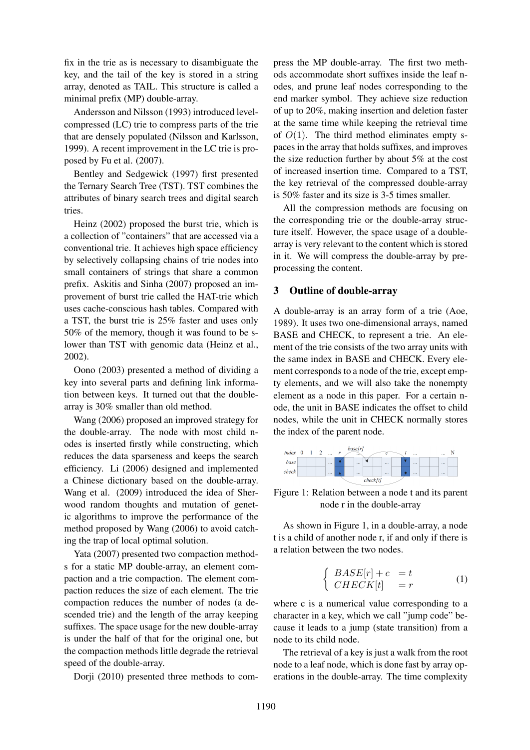fix in the trie as is necessary to disambiguate the key, and the tail of the key is stored in a string array, denoted as TAIL. This structure is called a minimal prefix (MP) double-array.

Andersson and Nilsson (1993) introduced level-compressed (LC) trie to compress parts of the trie that are densely populated (Nilsson and Karlsson, 1999). A recent improvement in the LC trie is proposed by Fu et al. (2007).

Bentley and Sedgewick (1997) first presented the Ternary Search Tree (TST). TST combines the attributes of binary search trees and digital search tries.

Heinz (2002) proposed the burst trie, which is a collection of "containers" that are accessed via a conventional trie. It achieves high space efficiency by selectively collapsing chains of trie nodes into small containers of strings that share a common prefix. Askitis and Sinha (2007) proposed an improvement of burst trie called the HAT-trie which uses cache-conscious hash tables. Compared with a TST, the burst trie is 25% faster and uses only 50% of the memory, though it was found to be slower than TST with genomic data (Heinz et al., 2002).

Oono (2003) presented a method of dividing a key into several parts and defining link information between keys. It turned out that the double-array is 30% smaller than old method.

Wang (2006) proposed an improved strategy for the double-array. The node with most child nodes is inserted firstly while constructing, which reduces the data sparseness and keeps the search efficiency. Li (2006) designed and implemented a Chinese dictionary based on the double-array. Wang et al. (2009) introduced the idea of Sherwood random thoughts and mutation of genetic algorithms to improve the performance of the method proposed by Wang (2006) to avoid catching the trap of local optimal solution.

Yata (2007) presented two compaction methods for a static MP double-array, an element compaction and a trie compaction. The element compaction reduces the size of each element. The trie compaction reduces the number of nodes (a descended trie) and the length of the array keeping suffixes. The space usage for the new double-array is under the half of that for the original one, but the compaction methods little degrade the retrieval speed of the double-array.

Dorji (2010) presented three methods to compress the MP double-array. The first two methods accommodate short suffixes inside the leaf nodes, and prune leaf nodes corresponding to the end marker symbol. They achieve size reduction of up to 20%, making insertion and deletion faster at the same time while keeping the retrieval time of $O(1)$. The third method eliminates empty spaces in the array that holds suffixes, and improves the size reduction further by about 5% at the cost of increased insertion time. Compared to a TST, the key retrieval of the compressed double-array is 50% faster and its size is 3-5 times smaller.

All the compression methods are focusing on the corresponding trie or the double-array structure itself. However, the space usage of a double-array is very relevant to the content which is stored in it. We will compress the double-array by preprocessing the content.

## 3 Outline of double-array

A double-array is an array form of a trie (Aoe, 1989). It uses two one-dimensional arrays, named BASE and CHECK, to represent a trie. An element of the trie consists of the two array units with the same index in BASE and CHECK. Every element corresponds to a node of the trie, except empty elements, and we will also take the nonempty element as a node in this paper. For a certain node, the unit in BASE indicates the offset to child nodes, while the unit in CHECK normally stores the index of the parent node.

Figure 1: Relation between a node t and its parent node r in the double-array

As shown in Figure 1, in a double-array, a node t is a child of another node r, if and only if there is a relation between the two nodes.

$$
\begin{cases} BASE[r] + c &= t \\ CHECK[t] &= r \end{cases} \qquad (1)
$$

where c is a numerical value corresponding to a character in a key, which we call "jump code" because it leads to a jump (state transition) from a node to its child node.

The retrieval of a key is just a walk from the root node to a leaf node, which is done fast by array operations in the double-array. The time complexity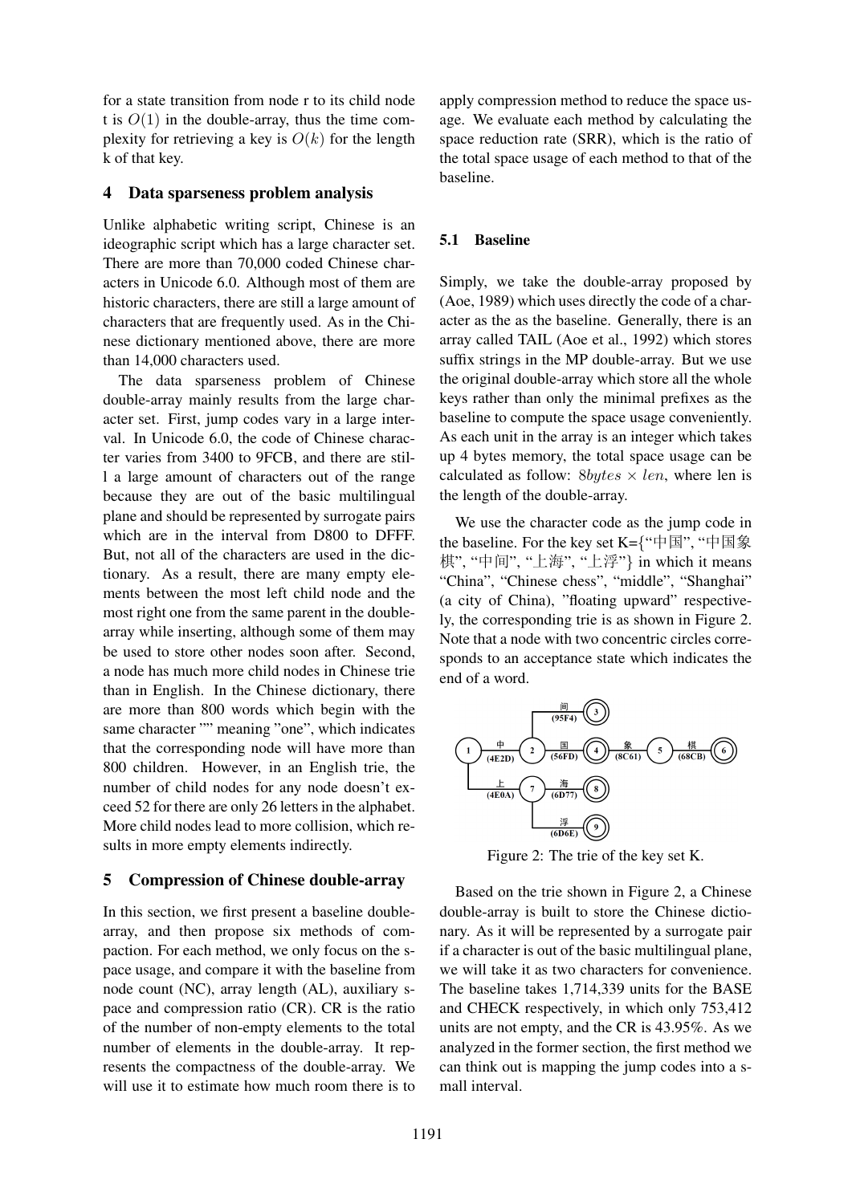for a state transition from node r to its child node t is $O(1)$ in the double-array, thus the time complexity for retrieving a key is $O(k)$ for the length k of that key.

## 4 Data sparseness problem analysis

Unlike alphabetic writing script, Chinese is an ideographic script which has a large character set. There are more than 70,000 coded Chinese characters in Unicode 6.0. Although most of them are historic characters, there are still a large amount of characters that are frequently used. As in the Chinese dictionary mentioned above, there are more than 14,000 characters used.

The data sparseness problem of Chinese double-array mainly results from the large character set. First, jump codes vary in a large interval. In Unicode 6.0, the code of Chinese character varies from 3400 to 9FCB, and there are still a large amount of characters out of the range because they are out of the basic multilingual plane and should be represented by surrogate pairs which are in the interval from D800 to DFFF. But, not all of the characters are used in the dictionary. As a result, there are many empty elements between the most left child node and the most right one from the same parent in the double-array while inserting, although some of them may be used to store other nodes soon after. Second, a node has much more child nodes in Chinese trie than in English. In the Chinese dictionary, there are more than 800 words which begin with the same character "" meaning "one", which indicates that the corresponding node will have more than 800 children. However, in an English trie, the number of child nodes for any node doesn't exceed 52 for there are only 26 letters in the alphabet. More child nodes lead to more collision, which results in more empty elements indirectly.

## 5 Compression of Chinese double-array

In this section, we first present a baseline double-array, and then propose six methods of compaction. For each method, we only focus on the space usage, and compare it with the baseline from node count (NC), array length (AL), auxiliary space and compression ratio (CR). CR is the ratio of the number of non-empty elements to the total number of elements in the double-array. It represents the compactness of the double-array. We will use it to estimate how much room there is to apply compression method to reduce the space usage. We evaluate each method by calculating the space reduction rate (SRR), which is the ratio of the total space usage of each method to that of the baseline.

### 5.1 Baseline

Simply, we take the double-array proposed by (Aoe, 1989) which uses directly the code of a character as the as the baseline. Generally, there is an array called TAIL (Aoe et al., 1992) which stores suffix strings in the MP double-array. But we use the original double-array which store all the whole keys rather than only the minimal prefixes as the baseline to compute the space usage conveniently. As each unit in the array is an integer which takes up 4 bytes memory, the total space usage can be calculated as follow: $8bytes \times len$, where len is the length of the double-array.

We use the character code as the jump code in the baseline. For the key set K={"中国", "中国象棋", "中间", "上海", "上浮"} in which it means "China", "Chinese chess", "middle", "Shanghai" (a city of China), "floating upward" respectively, the corresponding trie is as shown in Figure 2. Note that a node with two concentric circles corresponds to an acceptance state which indicates the end of a word.

Figure 2: The trie of the key set K.

Based on the trie shown in Figure 2, a Chinese double-array is built to store the Chinese dictionary. As it will be represented by a surrogate pair if a character is out of the basic multilingual plane, we will take it as two characters for convenience. The baseline takes 1,714,339 units for the BASE and CHECK respectively, in which only 753,412 units are not empty, and the CR is 43.95%. As we analyzed in the former section, the first method we can think out is mapping the jump codes into a small interval.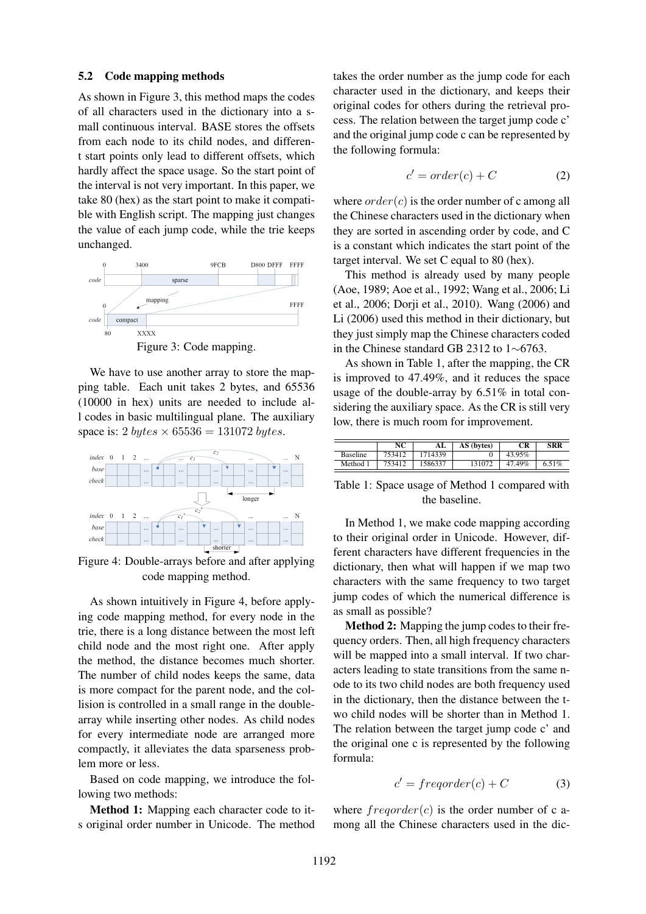### 5.2 Code mapping methods

As shown in Figure 3, this method maps the codes of all characters used in the dictionary into a small continuous interval. BASE stores the offsets from each node to its child nodes, and different start points only lead to different offsets, which hardly affect the space usage. So the start point of the interval is not very important. In this paper, we take 80 (hex) as the start point to make it compatible with English script. The mapping just changes the value of each jump code, while the trie keeps unchanged.

Figure 3: Code mapping.

We have to use another array to store the mapping table. Each unit takes 2 bytes, and 65536 (10000 in hex) units are needed to include all codes in basic multilingual plane. The auxiliary space is: $2\ bytes \times 65536 = 131072\ bytes$.

Figure 4: Double-arrays before and after applying code mapping method.

As shown intuitively in Figure 4, before applying code mapping method, for every node in the trie, there is a long distance between the most left child node and the most right one. After apply the method, the distance becomes much shorter. The number of child nodes keeps the same, data is more compact for the parent node, and the collision is controlled in a small range in the double-array while inserting other nodes. As child nodes for every intermediate node are arranged more compactly, it alleviates the data sparseness problem more or less.

Based on code mapping, we introduce the following two methods:

**Method 1:** Mapping each character code to its original order number in Unicode. The method takes the order number as the jump code for each character used in the dictionary, and keeps their original codes for others during the retrieval process. The relation between the target jump code c' and the original jump code c can be represented by the following formula:

$$c' = order(c) + C \tag{2}$$

where $order(c)$ is the order number of c among all the Chinese characters used in the dictionary when they are sorted in ascending order by code, and C is a constant which indicates the start point of the target interval. We set C equal to 80 (hex).

This method is already used by many people (Aoe, 1989; Aoe et al., 1992; Wang et al., 2006; Li et al., 2006; Dorji et al., 2010). Wang (2006) and Li (2006) used this method in their dictionary, but they just simply map the Chinese characters coded in the Chinese standard GB 2312 to 1∼6763.

As shown in Table 1, after the mapping, the CR is improved to 47.49%, and it reduces the space usage of the double-array by 6.51% in total considering the auxiliary space. As the CR is still very low, there is much room for improvement.

| | NC | AL | AS (bytes) | CR | SRR |
|---|---|---|---|---|---|
| Baseline | 753412 | 1714339 | 0 | 43.95% | |
| Method 1 | 753412 | 1586337 | 131072 | 47.49% | 6.51% |

Table 1: Space usage of Method 1 compared with the baseline.

In Method 1, we make code mapping according to their original order in Unicode. However, different characters have different frequencies in the dictionary, then what will happen if we map two characters with the same frequency to two target jump codes of which the numerical difference is as small as possible?

**Method 2:** Mapping the jump codes to their frequency orders. Then, all high frequency characters will be mapped into a small interval. If two characters leading to state transitions from the same node to its two child nodes are both frequency used in the dictionary, then the distance between the two child nodes will be shorter than in Method 1. The relation between the target jump code c' and the original one c is represented by the following formula:

$$c' = freqorder(c) + C \tag{3}$$

where $freqorder(c)$ is the order number of c among all the Chinese characters used in the dic-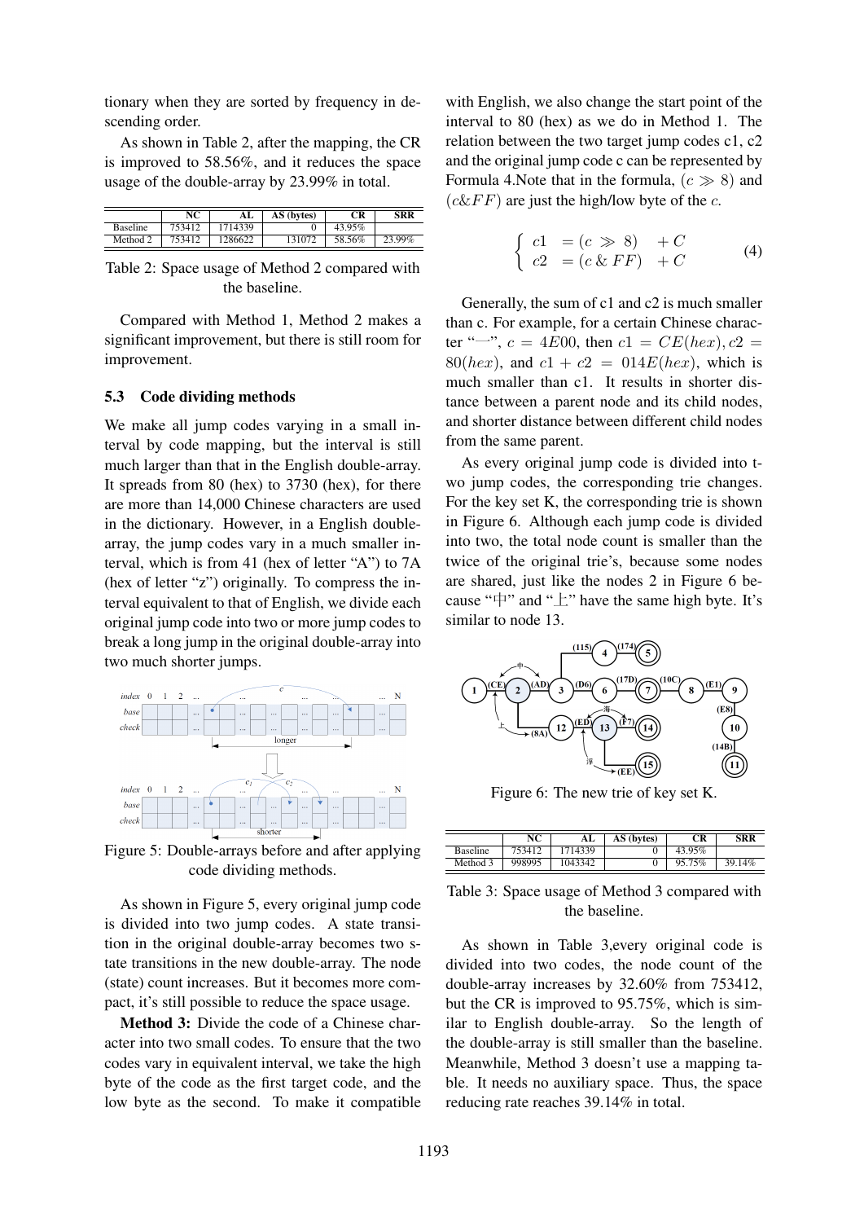tionary when they are sorted by frequency in descending order.

As shown in Table 2, after the mapping, the CR is improved to 58.56%, and it reduces the space usage of the double-array by 23.99% in total.

|  | NC | AL | AS (bytes) | CR | SRR |
|---|---|---|---|---|---|
| Baseline | 753412 | 1714339 | 0 | 43.95% |  |
| Method 2 | 753412 | 1286622 | 131072 | 58.56% | 23.99% |

Table 2: Space usage of Method 2 compared with the baseline.

Compared with Method 1, Method 2 makes a significant improvement, but there is still room for improvement.

### 5.3 Code dividing methods

We make all jump codes varying in a small interval by code mapping, but the interval is still much larger than that in the English double-array. It spreads from 80 (hex) to 3730 (hex), for there are more than 14,000 Chinese characters are used in the dictionary. However, in a English double-array, the jump codes vary in a much smaller interval, which is from 41 (hex of letter "A") to 7A (hex of letter "z") originally. To compress the interval equivalent to that of English, we divide each original jump code into two or more jump codes to break a long jump in the original double-array into two much shorter jumps.

Figure 5: Double-arrays before and after applying code dividing methods.

As shown in Figure 5, every original jump code is divided into two jump codes. A state transition in the original double-array becomes two state transitions in the new double-array. The node (state) count increases. But it becomes more compact, it's still possible to reduce the space usage.

**Method 3:** Divide the code of a Chinese character into two small codes. To ensure that the two codes vary in equivalent interval, we take the high byte of the code as the first target code, and the low byte as the second. To make it compatible with English, we also change the start point of the interval to 80 (hex) as we do in Method 1. The relation between the two target jump codes c1, c2 and the original jump code c can be represented by Formula 4.Note that in the formula, $(c \gg 8)$ and $(c\&FF)$ are just the high/low byte of the $c$.

$$\begin{cases} c1 &= (c \gg 8) \quad + C \\ c2 &= (c \,\&\, FF) \quad + C \end{cases} \tag{4}$$

Generally, the sum of c1 and c2 is much smaller than c. For example, for a certain Chinese character "一", $c = 4E00$, then $c1 = CE(hex), c2 = 80(hex)$, and $c1 + c2 = 014E(hex)$, which is much smaller than c1. It results in shorter distance between a parent node and its child nodes, and shorter distance between different child nodes from the same parent.

As every original jump code is divided into two jump codes, the corresponding trie changes. For the key set K, the corresponding trie is shown in Figure 6. Although each jump code is divided into two, the total node count is smaller than the twice of the original trie's, because some nodes are shared, just like the nodes 2 in Figure 6 because "中" and "上" have the same high byte. It's similar to node 13.

Figure 6: The new trie of key set K.

|  | NC | AL | AS (bytes) | CR | SRR |
|---|---|---|---|---|---|
| Baseline | 753412 | 1714339 | 0 | 43.95% |  |
| Method 3 | 998995 | 1043342 | 0 | 95.75% | 39.14% |

Table 3: Space usage of Method 3 compared with the baseline.

As shown in Table 3,every original code is divided into two codes, the node count of the double-array increases by 32.60% from 753412, but the CR is improved to 95.75%, which is similar to English double-array. So the length of the double-array is still smaller than the baseline. Meanwhile, Method 3 doesn't use a mapping table. It needs no auxiliary space. Thus, the space reducing rate reaches 39.14% in total.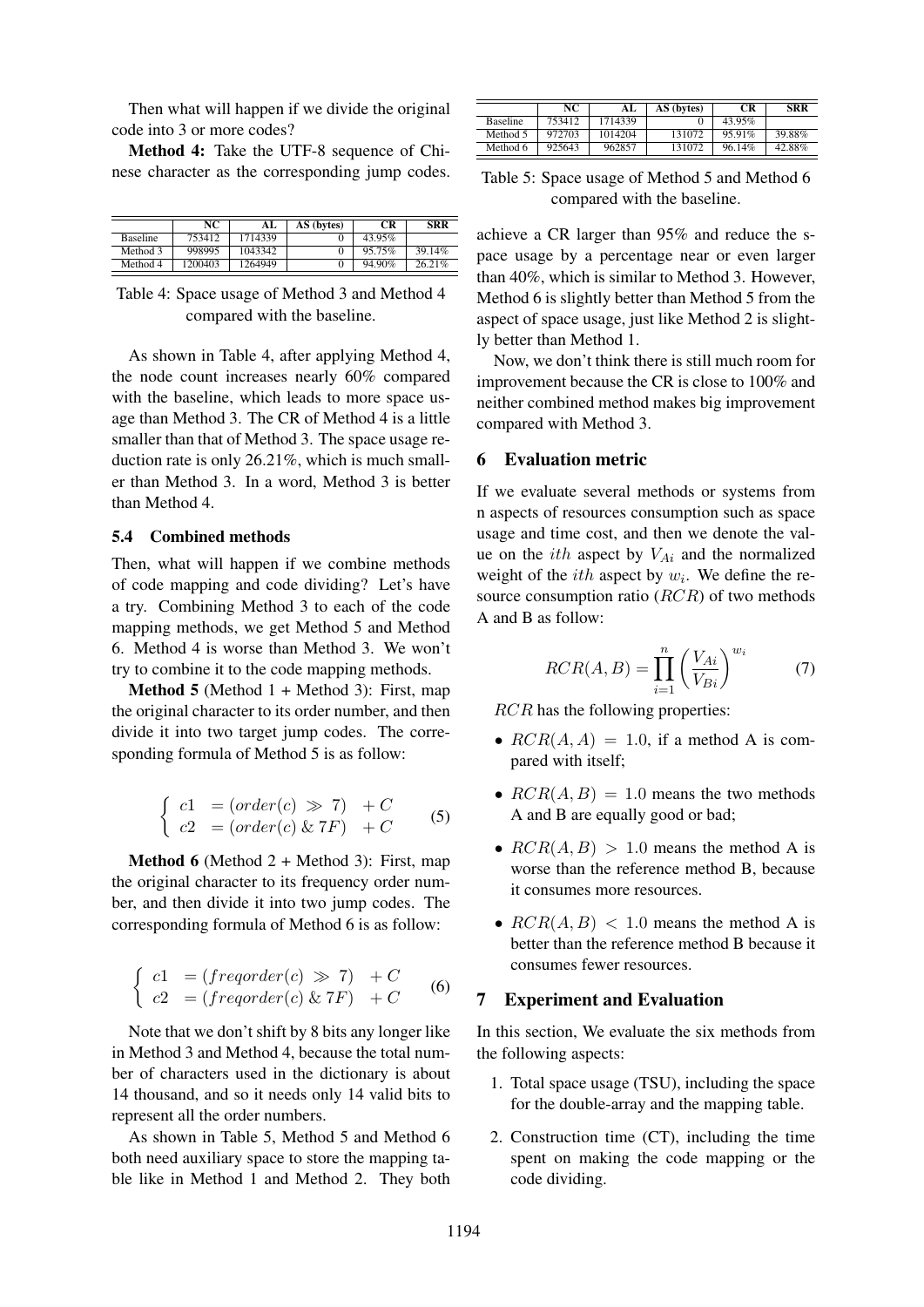Then what will happen if we divide the original code into 3 or more codes?

**Method 4:** Take the UTF-8 sequence of Chinese character as the corresponding jump codes.

|  | NC | AL | AS (bytes) | CR | SRR |
|---|---|---|---|---|---|
| Baseline | 753412 | 1714339 | 0 | 43.95% |  |
| Method 3 | 998995 | 1043342 | 0 | 95.75% | 39.14% |
| Method 4 | 1200403 | 1264949 | 0 | 94.90% | 26.21% |

Table 4: Space usage of Method 3 and Method 4 compared with the baseline.

As shown in Table 4, after applying Method 4, the node count increases nearly 60% compared with the baseline, which leads to more space usage than Method 3. The CR of Method 4 is a little smaller than that of Method 3. The space usage reduction rate is only 26.21%, which is much smaller than Method 3. In a word, Method 3 is better than Method 4.

### 5.4 Combined methods

Then, what will happen if we combine methods of code mapping and code dividing? Let's have a try. Combining Method 3 to each of the code mapping methods, we get Method 5 and Method 6. Method 4 is worse than Method 3. We won't try to combine it to the code mapping methods.

**Method 5** (Method 1 + Method 3): First, map the original character to its order number, and then divide it into two target jump codes. The corresponding formula of Method 5 is as follow:

$$\left\{ \begin{array}{lll} c1 & = (order(c) \gg 7) & + C \\ c2 & = (order(c) \,\&\, 7F) & + C \end{array} \right. \tag{5}$$

**Method 6** (Method 2 + Method 3): First, map the original character to its frequency order number, and then divide it into two jump codes. The corresponding formula of Method 6 is as follow:

$$\left\{ \begin{array}{lll} c1 & = (freqorder(c) \gg 7) & + C \\ c2 & = (freqorder(c) \,\&\, 7F) & + C \end{array} \right. \tag{6}$$

Note that we don't shift by 8 bits any longer like in Method 3 and Method 4, because the total number of characters used in the dictionary is about 14 thousand, and so it needs only 14 valid bits to represent all the order numbers.

As shown in Table 5, Method 5 and Method 6 both need auxiliary space to store the mapping table like in Method 1 and Method 2. They both

|  | NC | AL | AS (bytes) | CR | SRR |
|---|---|---|---|---|---|
| Baseline | 753412 | 1714339 | 0 | 43.95% |  |
| Method 5 | 972703 | 1014204 | 131072 | 95.91% | 39.88% |
| Method 6 | 925643 | 962857 | 131072 | 96.14% | 42.88% |

Table 5: Space usage of Method 5 and Method 6 compared with the baseline.

achieve a CR larger than 95% and reduce the space usage by a percentage near or even larger than 40%, which is similar to Method 3. However, Method 6 is slightly better than Method 5 from the aspect of space usage, just like Method 2 is slightly better than Method 1.

Now, we don't think there is still much room for improvement because the CR is close to 100% and neither combined method makes big improvement compared with Method 3.

## 6 Evaluation metric

If we evaluate several methods or systems from n aspects of resources consumption such as space usage and time cost, and then we denote the value on the $ith$ aspect by $V_{Ai}$ and the normalized weight of the $ith$ aspect by $w_i$. We define the resource consumption ratio ($RCR$) of two methods A and B as follow:

$$RCR(A, B) = \prod_{i=1}^{n} \left( \frac{V_{Ai}}{V_{Bi}} \right)^{w_i} \tag{7}$$

$RCR$ has the following properties:

- $RCR(A, A) = 1.0$, if a method A is compared with itself;
- $RCR(A, B) = 1.0$ means the two methods A and B are equally good or bad;
- $RCR(A, B) > 1.0$ means the method A is worse than the reference method B, because it consumes more resources.
- $RCR(A, B) < 1.0$ means the method A is better than the reference method B because it consumes fewer resources.

## 7 Experiment and Evaluation

In this section, We evaluate the six methods from the following aspects:

1. Total space usage (TSU), including the space for the double-array and the mapping table.
2. Construction time (CT), including the time spent on making the code mapping or the code dividing.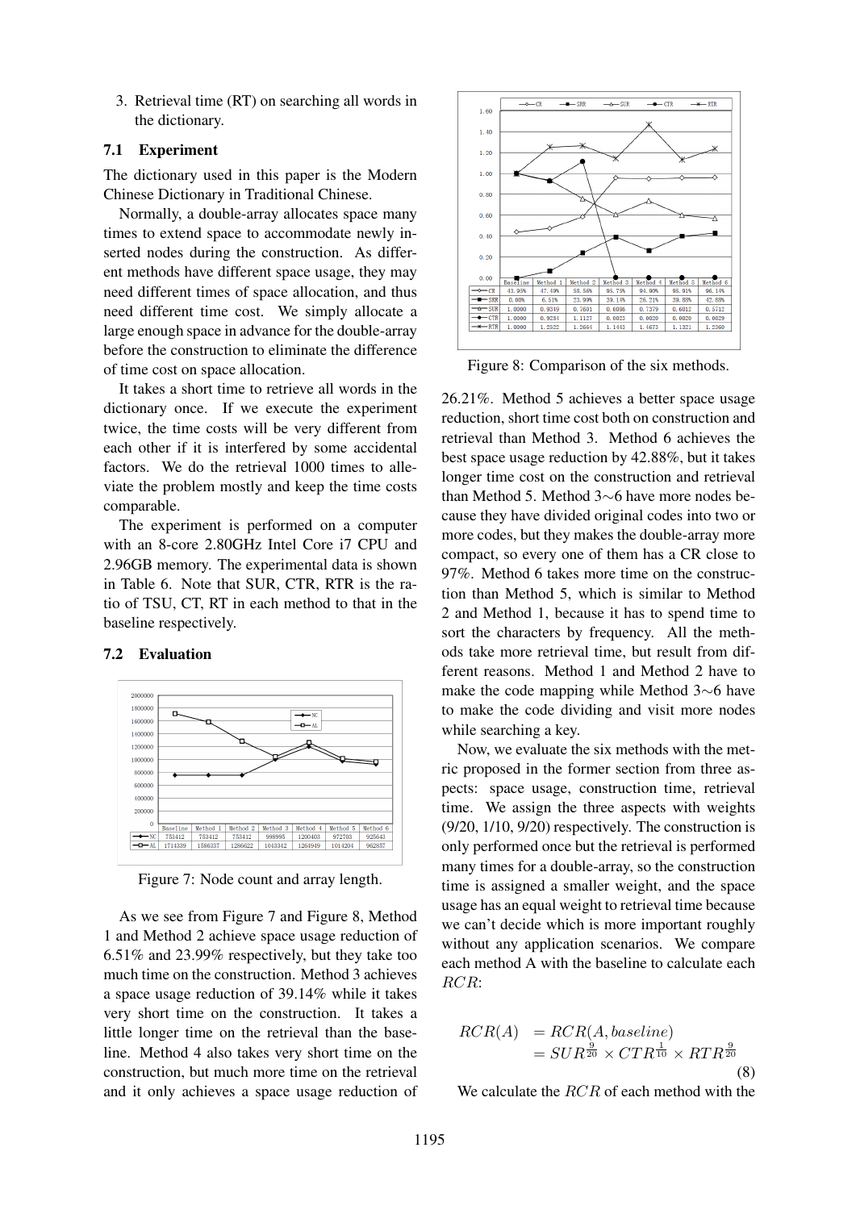3. Retrieval time (RT) on searching all words in the dictionary.

### 7.1 Experiment

The dictionary used in this paper is the Modern Chinese Dictionary in Traditional Chinese.

Normally, a double-array allocates space many times to extend space to accommodate newly inserted nodes during the construction. As different methods have different space usage, they may need different times of space allocation, and thus need different time cost. We simply allocate a large enough space in advance for the double-array before the construction to eliminate the difference of time cost on space allocation.

It takes a short time to retrieve all words in the dictionary once. If we execute the experiment twice, the time costs will be very different from each other if it is interfered by some accidental factors. We do the retrieval 1000 times to alleviate the problem mostly and keep the time costs comparable.

The experiment is performed on a computer with an 8-core 2.80GHz Intel Core i7 CPU and 2.96GB memory. The experimental data is shown in Table 6. Note that SUR, CTR, RTR is the ratio of TSU, CT, RT in each method to that in the baseline respectively.

### 7.2 Evaluation

| | Baseline | Method 1 | Method 2 | Method 3 | Method 4 | Method 5 | Method 6 |
|---|---|---|---|---|---|---|---|
| NC | 753412 | 753412 | 753412 | 998995 | 1200403 | 972703 | 925643 |
| AL | 1714339 | 1586337 | 1286622 | 1043342 | 1264949 | 1014204 | 962857 |

Figure 7: Node count and array length.

| | Baseline | Method 1 | Method 2 | Method 3 | Method 4 | Method 5 | Method 6 |
|---|---|---|---|---|---|---|---|
| CR | 43.95% | 47.49% | 58.56% | 95.75% | 94.90% | 95.91% | 96.14% |
| SRR | 0.00% | 6.51% | 23.99% | 39.14% | 26.21% | 39.88% | 42.88% |
| SUR | 1.0000 | 0.9349 | 0.7601 | 0.6086 | 0.7379 | 0.6012 | 0.5712 |
| CTR | 1.0000 | 0.9284 | 1.1127 | 0.0023 | 0.0020 | 0.0020 | 0.0029 |
| RTR | 1.0000 | 1.2522 | 1.2664 | 1.1443 | 1.4673 | 1.1321 | 1.2360 |

Figure 8: Comparison of the six methods.

As we see from Figure 7 and Figure 8, Method 1 and Method 2 achieve space usage reduction of 6.51% and 23.99% respectively, but they take too much time on the construction. Method 3 achieves a space usage reduction of 39.14% while it takes very short time on the construction. It takes a little longer time on the retrieval than the baseline. Method 4 also takes very short time on the construction, but much more time on the retrieval and it only achieves a space usage reduction of 26.21%. Method 5 achieves a better space usage reduction, short time cost both on construction and retrieval than Method 3. Method 6 achieves the best space usage reduction by 42.88%, but it takes longer time cost on the construction and retrieval than Method 5. Method 3∼6 have more nodes because they have divided original codes into two or more codes, but they makes the double-array more compact, so every one of them has a CR close to 97%. Method 6 takes more time on the construction than Method 5, which is similar to Method 2 and Method 1, because it has to spend time to sort the characters by frequency. All the methods take more retrieval time, but result from different reasons. Method 1 and Method 2 have to make the code mapping while Method 3∼6 have to make the code dividing and visit more nodes while searching a key.

Now, we evaluate the six methods with the metric proposed in the former section from three aspects: space usage, construction time, retrieval time. We assign the three aspects with weights (9/20, 1/10, 9/20) respectively. The construction is only performed once but the retrieval is performed many times for a double-array, so the construction time is assigned a smaller weight, and the space usage has an equal weight to retrieval time because we can't decide which is more important roughly without any application scenarios. We compare each method A with the baseline to calculate each $RCR$:

$$
\begin{aligned}
RCR(A) &= RCR(A, baseline) \\
&= SUR^{\frac{9}{20}} \times CTR^{\frac{1}{10}} \times RTR^{\frac{9}{20}}
\end{aligned}
\tag{8}
$$

We calculate the $RCR$ of each method with the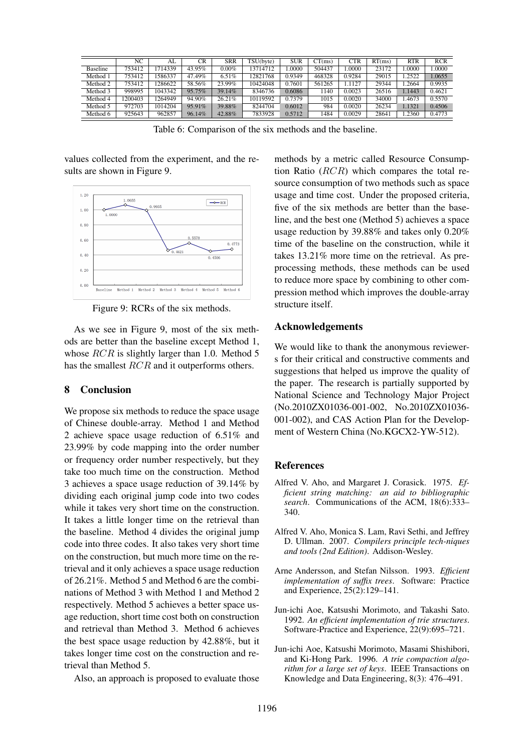|  | NC | AL | CR | SRR | TSU(byte) | SUR | CT(ms) | CTR | RT(ms) | RTR | RCR |
|---|---|---|---|---|---|---|---|---|---|---|---|
| Baseline | 753412 | 1714339 | 43.95% | 0.00% | 13714712 | 1.0000 | 504437 | 1.0000 | 23172 | 1.0000 | 1.0000 |
| Method 1 | 753412 | 1586337 | 47.49% | 6.51% | 12821768 | 0.9349 | 468328 | 0.9284 | 29015 | 1.2522 | 1.0655 |
| Method 2 | 753412 | 1286622 | 58.56% | 23.99% | 10424048 | 0.7601 | 561265 | 1.1127 | 29344 | 1.2664 | 0.9935 |
| Method 3 | 998995 | 1043342 | 95.75% | 39.14% | 8346736 | 0.6086 | 1140 | 0.0023 | 26516 | 1.1443 | 0.4621 |
| Method 4 | 1200403 | 1264949 | 94.90% | 26.21% | 10119592 | 0.7379 | 1015 | 0.0020 | 34000 | 1.4673 | 0.5570 |
| Method 5 | 972703 | 1014204 | 95.91% | 39.88% | 8244704 | 0.6012 | 984 | 0.0020 | 26234 | 1.1321 | 0.4506 |
| Method 6 | 925643 | 962857 | 96.14% | 42.88% | 7833928 | 0.5712 | 1484 | 0.0029 | 28641 | 1.2360 | 0.4773 |

Table 6: Comparison of the six methods and the baseline.

values collected from the experiment, and the results are shown in Figure 9.

Figure 9: RCRs of the six methods.

As we see in Figure 9, most of the six methods are better than the baseline except Method 1, whose $RCR$ is slightly larger than 1.0. Method 5 has the smallest $RCR$ and it outperforms others.

## 8 Conclusion

We propose six methods to reduce the space usage of Chinese double-array. Method 1 and Method 2 achieve space usage reduction of 6.51% and 23.99% by code mapping into the order number or frequency order number respectively, but they take too much time on the construction. Method 3 achieves a space usage reduction of 39.14% by dividing each original jump code into two codes while it takes very short time on the construction. It takes a little longer time on the retrieval than the baseline. Method 4 divides the original jump code into three codes. It also takes very short time on the construction, but much more time on the retrieval and it only achieves a space usage reduction of 26.21%. Method 5 and Method 6 are the combinations of Method 3 with Method 1 and Method 2 respectively. Method 5 achieves a better space usage reduction, short time cost both on construction and retrieval than Method 3. Method 6 achieves the best space usage reduction by 42.88%, but it takes longer time cost on the construction and retrieval than Method 5.

Also, an approach is proposed to evaluate those methods by a metric called Resource Consumption Ratio ($RCR$) which compares the total resource consumption of two methods such as space usage and time cost. Under the proposed criteria, five of the six methods are better than the baseline, and the best one (Method 5) achieves a space usage reduction by 39.88% and takes only 0.20% time of the baseline on the construction, while it takes 13.21% more time on the retrieval. As preprocessing methods, these methods can be used to reduce more space by combining to other compression method which improves the double-array structure itself.

## Acknowledgements

We would like to thank the anonymous reviewers for their critical and constructive comments and suggestions that helped us improve the quality of the paper. The research is partially supported by National Science and Technology Major Project (No.2010ZX01036-001-002, No.2010ZX01036-001-002), and CAS Action Plan for the Development of Western China (No.KGCX2-YW-512).

## References

Alfred V. Aho, and Margaret J. Corasick. 1975. *Efficient string matching: an aid to bibliographic search*. Communications of the ACM, 18(6):333–340.

Alfred V. Aho, Monica S. Lam, Ravi Sethi, and Jeffrey D. Ullman. 2007. *Compilers principle tech-niques and tools (2nd Edition)*. Addison-Wesley.

Arne Andersson, and Stefan Nilsson. 1993. *Efficient implementation of suffix trees*. Software: Practice and Experience, 25(2):129–141.

Jun-ichi Aoe, Katsushi Morimoto, and Takashi Sato. 1992. *An efficient implementation of trie structures*. Software-Practice and Experience, 22(9):695–721.

Jun-ichi Aoe, Katsushi Morimoto, Masami Shishibori, and Ki-Hong Park. 1996. *A trie compaction algorithm for a large set of keys*. IEEE Transactions on Knowledge and Data Engineering, 8(3): 476–491.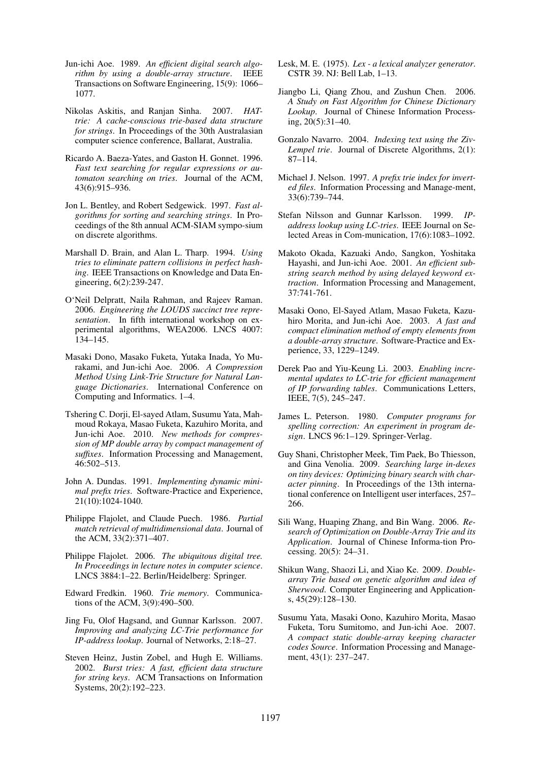Jun-ichi Aoe. 1989. *An efficient digital search algorithm by using a double-array structure*. IEEE Transactions on Software Engineering, 15(9): 1066–1077.

Nikolas Askitis, and Ranjan Sinha. 2007. *HAT-trie: A cache-conscious trie-based data structure for strings*. In Proceedings of the 30th Australasian computer science conference, Ballarat, Australia.

Ricardo A. Baeza-Yates, and Gaston H. Gonnet. 1996. *Fast text searching for regular expressions or automaton searching on tries*. Journal of the ACM, 43(6):915–936.

Jon L. Bentley, and Robert Sedgewick. 1997. *Fast algorithms for sorting and searching strings*. In Proceedings of the 8th annual ACM-SIAM sympo-sium on discrete algorithms.

Marshall D. Brain, and Alan L. Tharp. 1994. *Using tries to eliminate pattern collisions in perfect hashing*. IEEE Transactions on Knowledge and Data Engineering, 6(2):239-247.

O'Neil Delpratt, Naila Rahman, and Rajeev Raman. 2006. *Engineering the LOUDS succinct tree representation*. In fifth international workshop on experimental algorithms, WEA2006. LNCS 4007: 134–145.

Masaki Dono, Masako Fuketa, Yutaka Inada, Yo Murakami, and Jun-ichi Aoe. 2006. *A Compression Method Using Link-Trie Structure for Natural Language Dictionaries*. International Conference on Computing and Informatics. 1–4.

Tshering C. Dorji, El-sayed Atlam, Susumu Yata, Mahmoud Rokaya, Masao Fuketa, Kazuhiro Morita, and Jun-ichi Aoe. 2010. *New methods for compression of MP double array by compact management of suffixes*. Information Processing and Management, 46:502–513.

John A. Dundas. 1991. *Implementing dynamic minimal prefix tries*. Software-Practice and Experience, 21(10):1024-1040.

Philippe Flajolet, and Claude Puech. 1986. *Partial match retrieval of multidimensional data*. Journal of the ACM, 33(2):371–407.

Philippe Flajolet. 2006. *The ubiquitous digital tree. In Proceedings in lecture notes in computer science*. LNCS 3884:1–22. Berlin/Heidelberg: Springer.

Edward Fredkin. 1960. *Trie memory*. Communications of the ACM, 3(9):490–500.

Jing Fu, Olof Hagsand, and Gunnar Karlsson. 2007. *Improving and analyzing LC-Trie performance for IP-address lookup*. Journal of Networks, 2:18–27.

Steven Heinz, Justin Zobel, and Hugh E. Williams. 2002. *Burst tries: A fast, efficient data structure for string keys*. ACM Transactions on Information Systems, 20(2):192–223.

Lesk, M. E. (1975). *Lex - a lexical analyzer generator*. CSTR 39. NJ: Bell Lab, 1–13.

Jiangbo Li, Qiang Zhou, and Zushun Chen. 2006. *A Study on Fast Algorithm for Chinese Dictionary Lookup*. Journal of Chinese Information Processing, 20(5):31–40.

Gonzalo Navarro. 2004. *Indexing text using the Ziv-Lempel trie*. Journal of Discrete Algorithms, 2(1): 87–114.

Michael J. Nelson. 1997. *A prefix trie index for inverted files*. Information Processing and Manage-ment, 33(6):739–744.

Stefan Nilsson and Gunnar Karlsson. 1999. *IP-address lookup using LC-tries*. IEEE Journal on Selected Areas in Com-munication, 17(6):1083–1092.

Makoto Okada, Kazuaki Ando, Sangkon, Yoshitaka Hayashi, and Jun-ichi Aoe. 2001. *An efficient substring search method by using delayed keyword extraction*. Information Processing and Management, 37:741-761.

Masaki Oono, El-Sayed Atlam, Masao Fuketa, Kazuhiro Morita, and Jun-ichi Aoe. 2003. *A fast and compact elimination method of empty elements from a double-array structure*. Software-Practice and Experience, 33, 1229–1249.

Derek Pao and Yiu-Keung Li. 2003. *Enabling incremental updates to LC-trie for efficient management of IP forwarding tables*. Communications Letters, IEEE, 7(5), 245–247.

James L. Peterson. 1980. *Computer programs for spelling correction: An experiment in program design*. LNCS 96:1–129. Springer-Verlag.

Guy Shani, Christopher Meek, Tim Paek, Bo Thiesson, and Gina Venolia. 2009. *Searching large in-dexes on tiny devices: Optimizing binary search with character pinning*. In Proceedings of the 13th international conference on Intelligent user interfaces, 257–266.

Sili Wang, Huaping Zhang, and Bin Wang. 2006. *Research of Optimization on Double-Array Trie and its Application*. Journal of Chinese Informa-tion Processing. 20(5): 24–31.

Shikun Wang, Shaozi Li, and Xiao Ke. 2009. *Double-array Trie based on genetic algorithm and idea of Sherwood*. Computer Engineering and Applications, 45(29):128–130.

Susumu Yata, Masaki Oono, Kazuhiro Morita, Masao Fuketa, Toru Sumitomo, and Jun-ichi Aoe. 2007. *A compact static double-array keeping character codes Source*. Information Processing and Management, 43(1): 237–247.